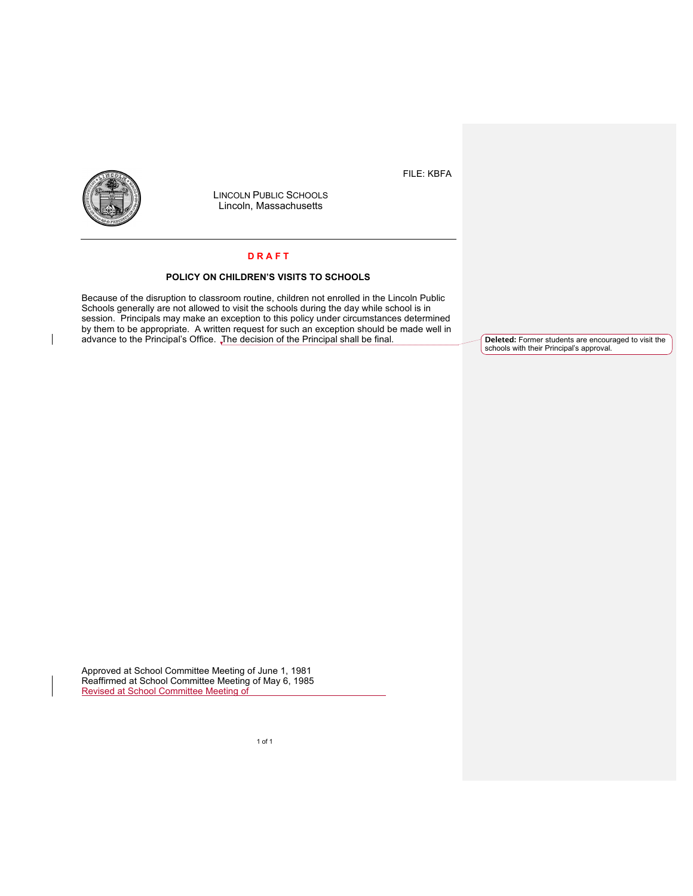FILE: KBFA

LINCOLN PUBLIC SCHOOLS
Lincoln, Massachusetts

**DRAFT**

**POLICY ON CHILDREN'S VISITS TO SCHOOLS**

Because of the disruption to classroom routine, children not enrolled in the Lincoln Public Schools generally are not allowed to visit the schools during the day while school is in session. Principals may make an exception to this policy under circumstances determined by them to be appropriate. A written request for such an exception should be made well in advance to the Principal's Office. The decision of the Principal shall be final.

**Deleted:** Former students are encouraged to visit the schools with their Principal's approval.

Approved at School Committee Meeting of June 1, 1981
Reaffirmed at School Committee Meeting of May 6, 1985
Revised at School Committee Meeting of \_\_\_\_\_\_\_\_\_\_\_\_\_\_\_\_\_\_\_\_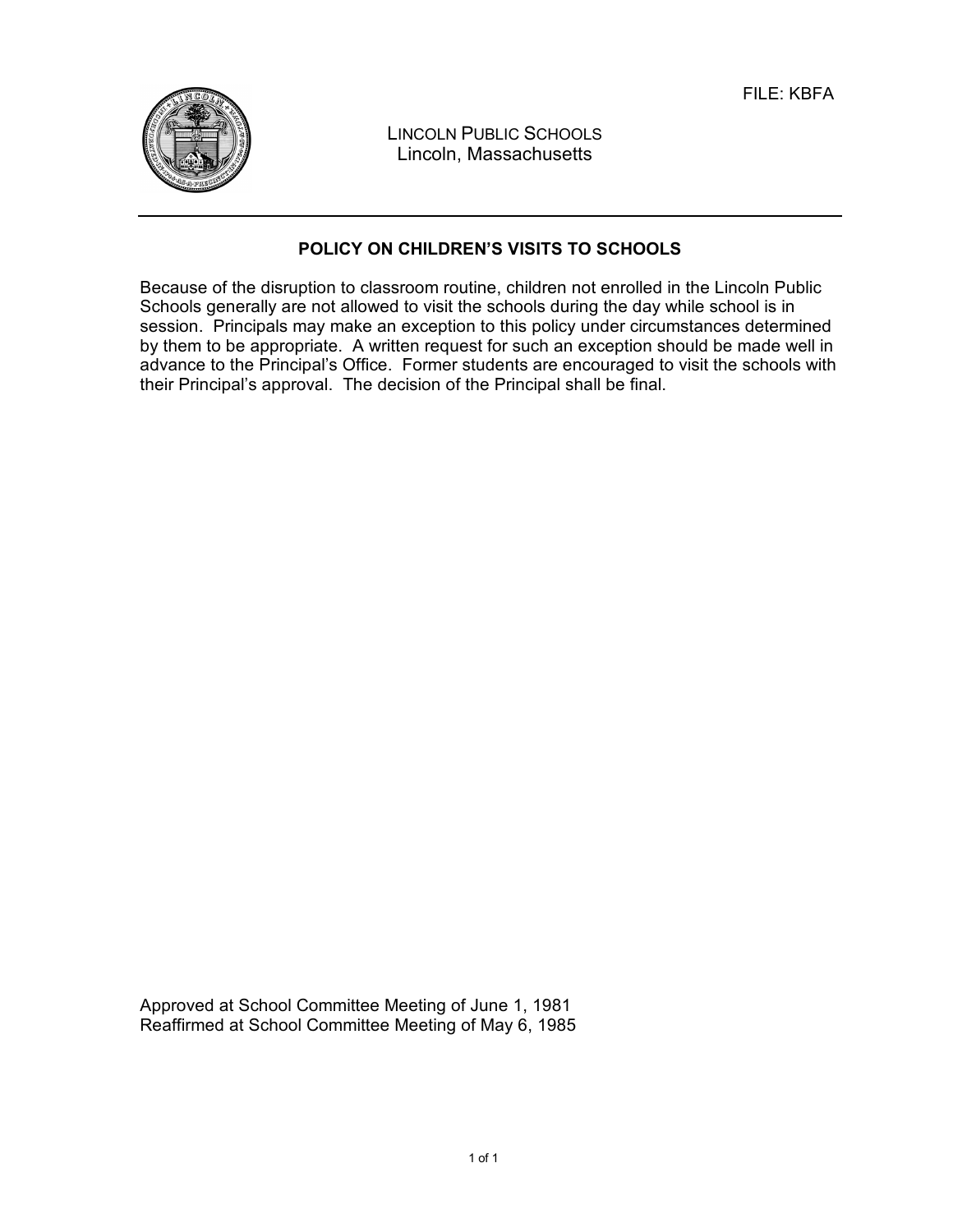FILE: KBFA

LINCOLN PUBLIC SCHOOLS
Lincoln, Massachusetts

---

## POLICY ON CHILDREN'S VISITS TO SCHOOLS

Because of the disruption to classroom routine, children not enrolled in the Lincoln Public Schools generally are not allowed to visit the schools during the day while school is in session. Principals may make an exception to this policy under circumstances determined by them to be appropriate. A written request for such an exception should be made well in advance to the Principal's Office. Former students are encouraged to visit the schools with their Principal's approval. The decision of the Principal shall be final.

Approved at School Committee Meeting of June 1, 1981
Reaffirmed at School Committee Meeting of May 6, 1985